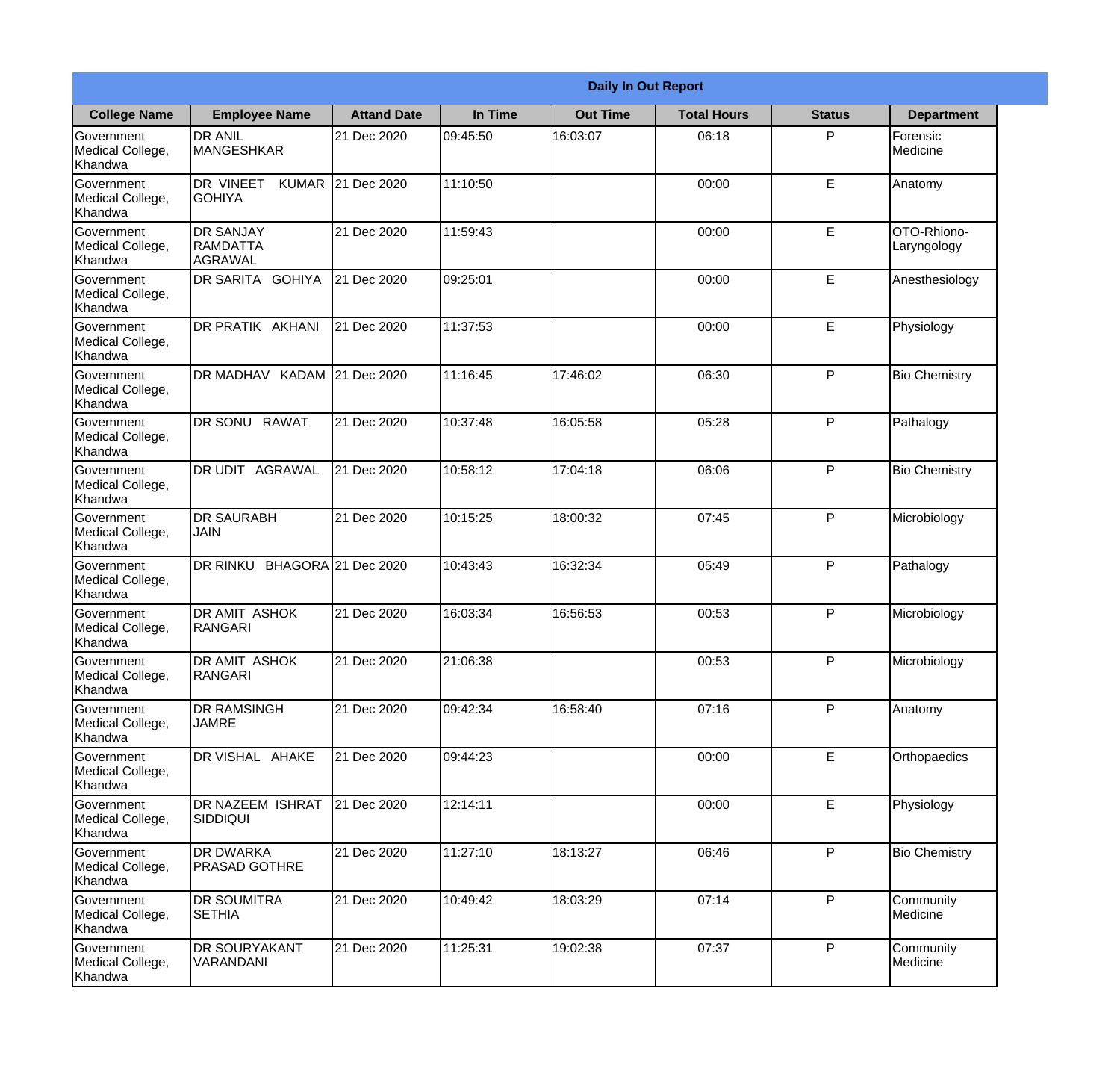# Daily In Out Report

| College Name | Employee Name | Attand Date | In Time | Out Time | Total Hours | Status | Department |
|---|---|---|---|---|---|---|---|
| Government Medical College, Khandwa | DR ANIL MANGESHKAR | 21 Dec 2020 | 09:45:50 | 16:03:07 | 06:18 | P | Forensic Medicine |
| Government Medical College, Khandwa | DR VINEET KUMAR GOHIYA | 21 Dec 2020 | 11:10:50 | | 00:00 | E | Anatomy |
| Government Medical College, Khandwa | DR SANJAY RAMDATTA AGRAWAL | 21 Dec 2020 | 11:59:43 | | 00:00 | E | OTO-Rhiono-Laryngology |
| Government Medical College, Khandwa | DR SARITA GOHIYA | 21 Dec 2020 | 09:25:01 | | 00:00 | E | Anesthesiology |
| Government Medical College, Khandwa | DR PRATIK AKHANI | 21 Dec 2020 | 11:37:53 | | 00:00 | E | Physiology |
| Government Medical College, Khandwa | DR MADHAV KADAM | 21 Dec 2020 | 11:16:45 | 17:46:02 | 06:30 | P | Bio Chemistry |
| Government Medical College, Khandwa | DR SONU RAWAT | 21 Dec 2020 | 10:37:48 | 16:05:58 | 05:28 | P | Pathalogy |
| Government Medical College, Khandwa | DR UDIT AGRAWAL | 21 Dec 2020 | 10:58:12 | 17:04:18 | 06:06 | P | Bio Chemistry |
| Government Medical College, Khandwa | DR SAURABH JAIN | 21 Dec 2020 | 10:15:25 | 18:00:32 | 07:45 | P | Microbiology |
| Government Medical College, Khandwa | DR RINKU BHAGORA | 21 Dec 2020 | 10:43:43 | 16:32:34 | 05:49 | P | Pathalogy |
| Government Medical College, Khandwa | DR AMIT ASHOK RANGARI | 21 Dec 2020 | 16:03:34 | 16:56:53 | 00:53 | P | Microbiology |
| Government Medical College, Khandwa | DR AMIT ASHOK RANGARI | 21 Dec 2020 | 21:06:38 | | 00:53 | P | Microbiology |
| Government Medical College, Khandwa | DR RAMSINGH JAMRE | 21 Dec 2020 | 09:42:34 | 16:58:40 | 07:16 | P | Anatomy |
| Government Medical College, Khandwa | DR VISHAL AHAKE | 21 Dec 2020 | 09:44:23 | | 00:00 | E | Orthopaedics |
| Government Medical College, Khandwa | DR NAZEEM ISHRAT SIDDIQUI | 21 Dec 2020 | 12:14:11 | | 00:00 | E | Physiology |
| Government Medical College, Khandwa | DR DWARKA PRASAD GOTHRE | 21 Dec 2020 | 11:27:10 | 18:13:27 | 06:46 | P | Bio Chemistry |
| Government Medical College, Khandwa | DR SOUMITRA SETHIA | 21 Dec 2020 | 10:49:42 | 18:03:29 | 07:14 | P | Community Medicine |
| Government Medical College, Khandwa | DR SOURYAKANT VARANDANI | 21 Dec 2020 | 11:25:31 | 19:02:38 | 07:37 | P | Community Medicine |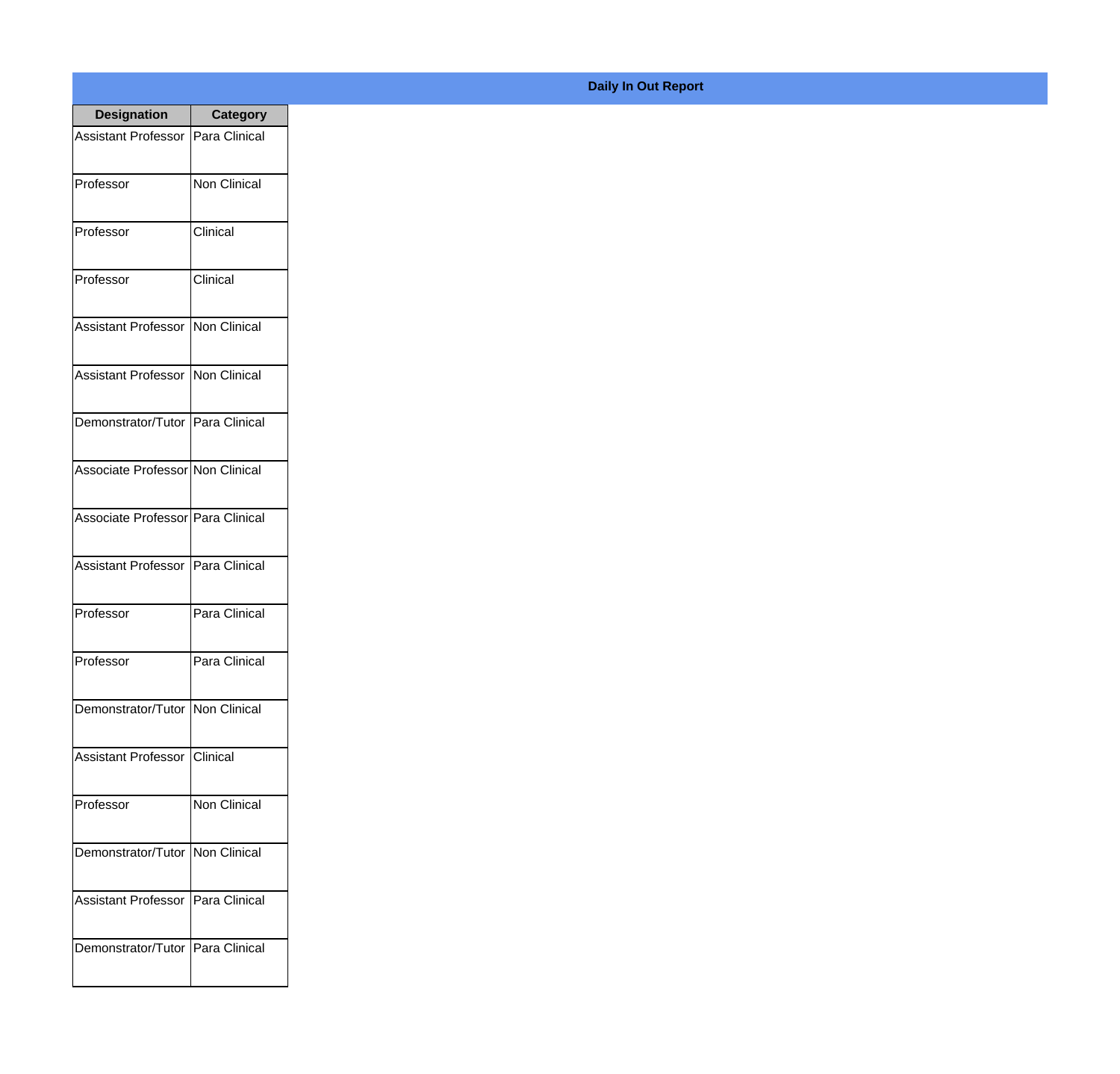**Daily In Out Report**

| Designation | Category |
| --- | --- |
| Assistant Professor | Para Clinical |
| Professor | Non Clinical |
| Professor | Clinical |
| Professor | Clinical |
| Assistant Professor | Non Clinical |
| Assistant Professor | Non Clinical |
| Demonstrator/Tutor | Para Clinical |
| Associate Professor | Non Clinical |
| Associate Professor | Para Clinical |
| Assistant Professor | Para Clinical |
| Professor | Para Clinical |
| Professor | Para Clinical |
| Demonstrator/Tutor | Non Clinical |
| Assistant Professor | Clinical |
| Professor | Non Clinical |
| Demonstrator/Tutor | Non Clinical |
| Assistant Professor | Para Clinical |
| Demonstrator/Tutor | Para Clinical |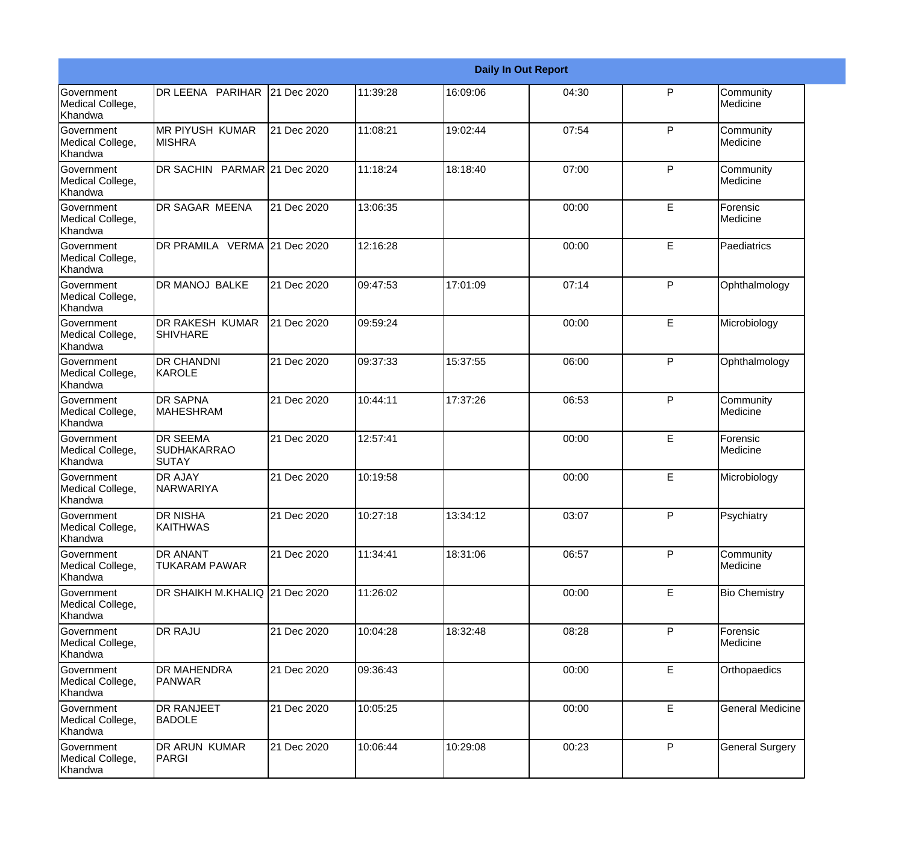| Daily In Out Report | | | | | | | |
|---|---|---|---|---|---|---|---|
| Government Medical College, Khandwa | DR LEENA PARIHAR | 21 Dec 2020 | 11:39:28 | 16:09:06 | 04:30 | P | Community Medicine |
| Government Medical College, Khandwa | MR PIYUSH KUMAR MISHRA | 21 Dec 2020 | 11:08:21 | 19:02:44 | 07:54 | P | Community Medicine |
| Government Medical College, Khandwa | DR SACHIN PARMAR | 21 Dec 2020 | 11:18:24 | 18:18:40 | 07:00 | P | Community Medicine |
| Government Medical College, Khandwa | DR SAGAR MEENA | 21 Dec 2020 | 13:06:35 | | 00:00 | E | Forensic Medicine |
| Government Medical College, Khandwa | DR PRAMILA VERMA | 21 Dec 2020 | 12:16:28 | | 00:00 | E | Paediatrics |
| Government Medical College, Khandwa | DR MANOJ BALKE | 21 Dec 2020 | 09:47:53 | 17:01:09 | 07:14 | P | Ophthalmology |
| Government Medical College, Khandwa | DR RAKESH KUMAR SHIVHARE | 21 Dec 2020 | 09:59:24 | | 00:00 | E | Microbiology |
| Government Medical College, Khandwa | DR CHANDNI KAROLE | 21 Dec 2020 | 09:37:33 | 15:37:55 | 06:00 | P | Ophthalmology |
| Government Medical College, Khandwa | DR SAPNA MAHESHRAM | 21 Dec 2020 | 10:44:11 | 17:37:26 | 06:53 | P | Community Medicine |
| Government Medical College, Khandwa | DR SEEMA SUDHAKARRAO SUTAY | 21 Dec 2020 | 12:57:41 | | 00:00 | E | Forensic Medicine |
| Government Medical College, Khandwa | DR AJAY NARWARIYA | 21 Dec 2020 | 10:19:58 | | 00:00 | E | Microbiology |
| Government Medical College, Khandwa | DR NISHA KAITHWAS | 21 Dec 2020 | 10:27:18 | 13:34:12 | 03:07 | P | Psychiatry |
| Government Medical College, Khandwa | DR ANANT TUKARAM PAWAR | 21 Dec 2020 | 11:34:41 | 18:31:06 | 06:57 | P | Community Medicine |
| Government Medical College, Khandwa | DR SHAIKH M.KHALIQ | 21 Dec 2020 | 11:26:02 | | 00:00 | E | Bio Chemistry |
| Government Medical College, Khandwa | DR RAJU | 21 Dec 2020 | 10:04:28 | 18:32:48 | 08:28 | P | Forensic Medicine |
| Government Medical College, Khandwa | DR MAHENDRA PANWAR | 21 Dec 2020 | 09:36:43 | | 00:00 | E | Orthopaedics |
| Government Medical College, Khandwa | DR RANJEET BADOLE | 21 Dec 2020 | 10:05:25 | | 00:00 | E | General Medicine |
| Government Medical College, Khandwa | DR ARUN KUMAR PARGI | 21 Dec 2020 | 10:06:44 | 10:29:08 | 00:23 | P | General Surgery |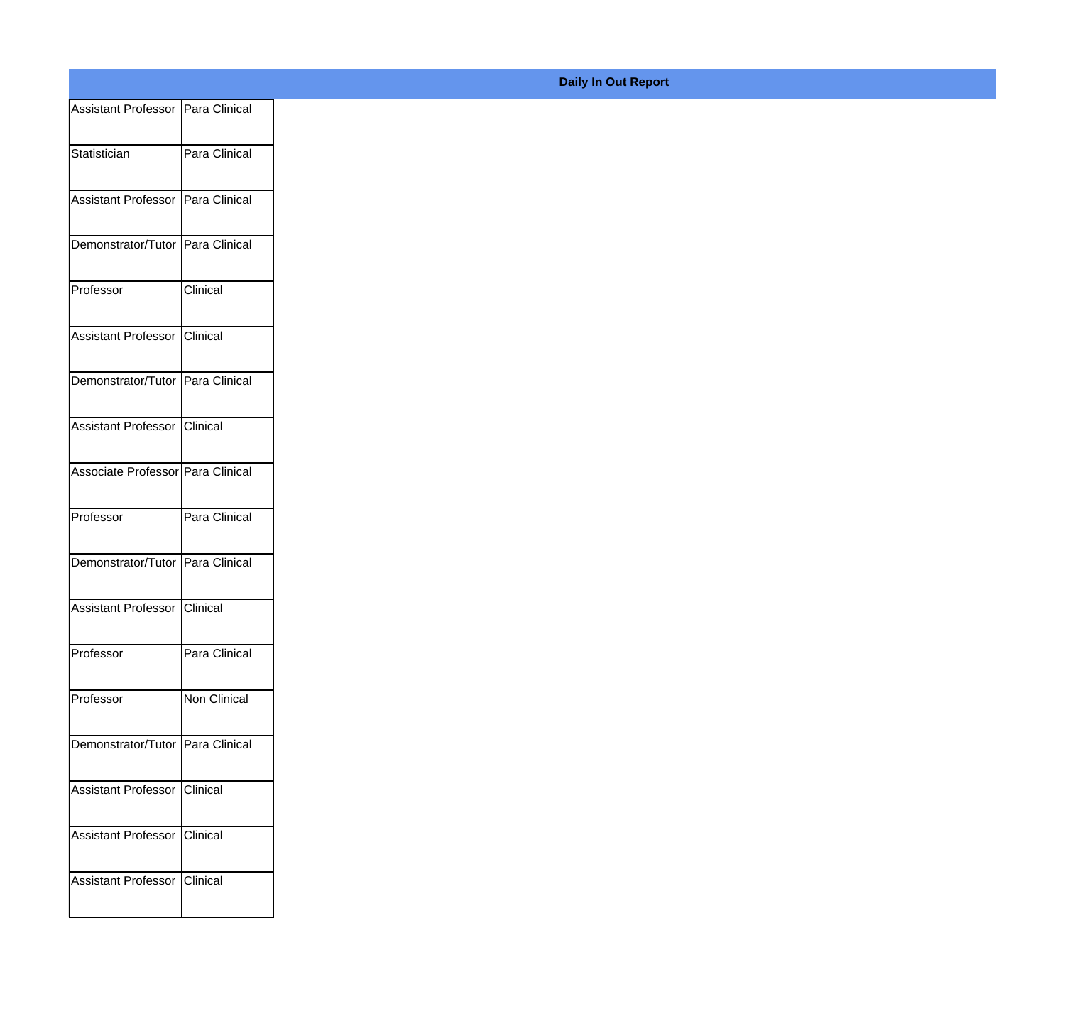**Daily In Out Report**

| | |
|---|---|
| Assistant Professor | Para Clinical |
| Statistician | Para Clinical |
| Assistant Professor | Para Clinical |
| Demonstrator/Tutor | Para Clinical |
| Professor | Clinical |
| Assistant Professor | Clinical |
| Demonstrator/Tutor | Para Clinical |
| Assistant Professor | Clinical |
| Associate Professor | Para Clinical |
| Professor | Para Clinical |
| Demonstrator/Tutor | Para Clinical |
| Assistant Professor | Clinical |
| Professor | Para Clinical |
| Professor | Non Clinical |
| Demonstrator/Tutor | Para Clinical |
| Assistant Professor | Clinical |
| Assistant Professor | Clinical |
| Assistant Professor | Clinical |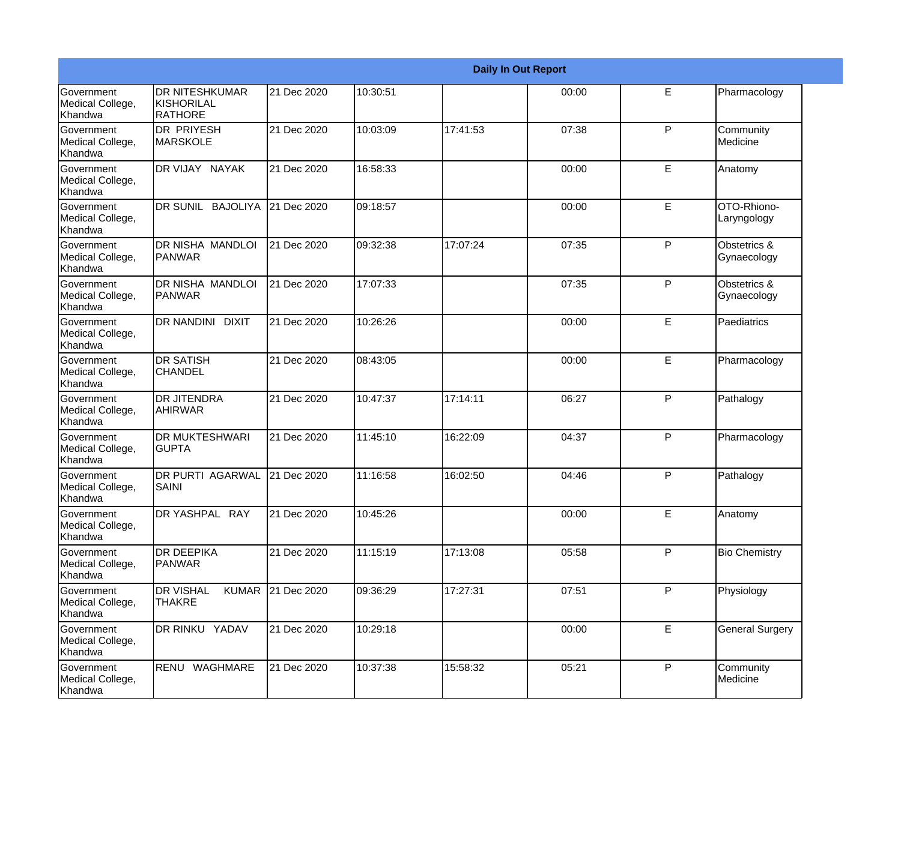| Daily In Out Report | | | | | | | |
|---|---|---|---|---|---|---|---|
| Government Medical College, Khandwa | DR NITESHKUMAR KISHORILAL RATHORE | 21 Dec 2020 | 10:30:51 | | 00:00 | E | Pharmacology |
| Government Medical College, Khandwa | DR PRIYESH MARSKOLE | 21 Dec 2020 | 10:03:09 | 17:41:53 | 07:38 | P | Community Medicine |
| Government Medical College, Khandwa | DR VIJAY NAYAK | 21 Dec 2020 | 16:58:33 | | 00:00 | E | Anatomy |
| Government Medical College, Khandwa | DR SUNIL BAJOLIYA | 21 Dec 2020 | 09:18:57 | | 00:00 | E | OTO-Rhiono-Laryngology |
| Government Medical College, Khandwa | DR NISHA MANDLOI PANWAR | 21 Dec 2020 | 09:32:38 | 17:07:24 | 07:35 | P | Obstetrics & Gynaecology |
| Government Medical College, Khandwa | DR NISHA MANDLOI PANWAR | 21 Dec 2020 | 17:07:33 | | 07:35 | P | Obstetrics & Gynaecology |
| Government Medical College, Khandwa | DR NANDINI DIXIT | 21 Dec 2020 | 10:26:26 | | 00:00 | E | Paediatrics |
| Government Medical College, Khandwa | DR SATISH CHANDEL | 21 Dec 2020 | 08:43:05 | | 00:00 | E | Pharmacology |
| Government Medical College, Khandwa | DR JITENDRA AHIRWAR | 21 Dec 2020 | 10:47:37 | 17:14:11 | 06:27 | P | Pathalogy |
| Government Medical College, Khandwa | DR MUKTESHWARI GUPTA | 21 Dec 2020 | 11:45:10 | 16:22:09 | 04:37 | P | Pharmacology |
| Government Medical College, Khandwa | DR PURTI AGARWAL SAINI | 21 Dec 2020 | 11:16:58 | 16:02:50 | 04:46 | P | Pathalogy |
| Government Medical College, Khandwa | DR YASHPAL RAY | 21 Dec 2020 | 10:45:26 | | 00:00 | E | Anatomy |
| Government Medical College, Khandwa | DR DEEPIKA PANWAR | 21 Dec 2020 | 11:15:19 | 17:13:08 | 05:58 | P | Bio Chemistry |
| Government Medical College, Khandwa | DR VISHAL KUMAR THAKRE | 21 Dec 2020 | 09:36:29 | 17:27:31 | 07:51 | P | Physiology |
| Government Medical College, Khandwa | DR RINKU YADAV | 21 Dec 2020 | 10:29:18 | | 00:00 | E | General Surgery |
| Government Medical College, Khandwa | RENU WAGHMARE | 21 Dec 2020 | 10:37:38 | 15:58:32 | 05:21 | P | Community Medicine |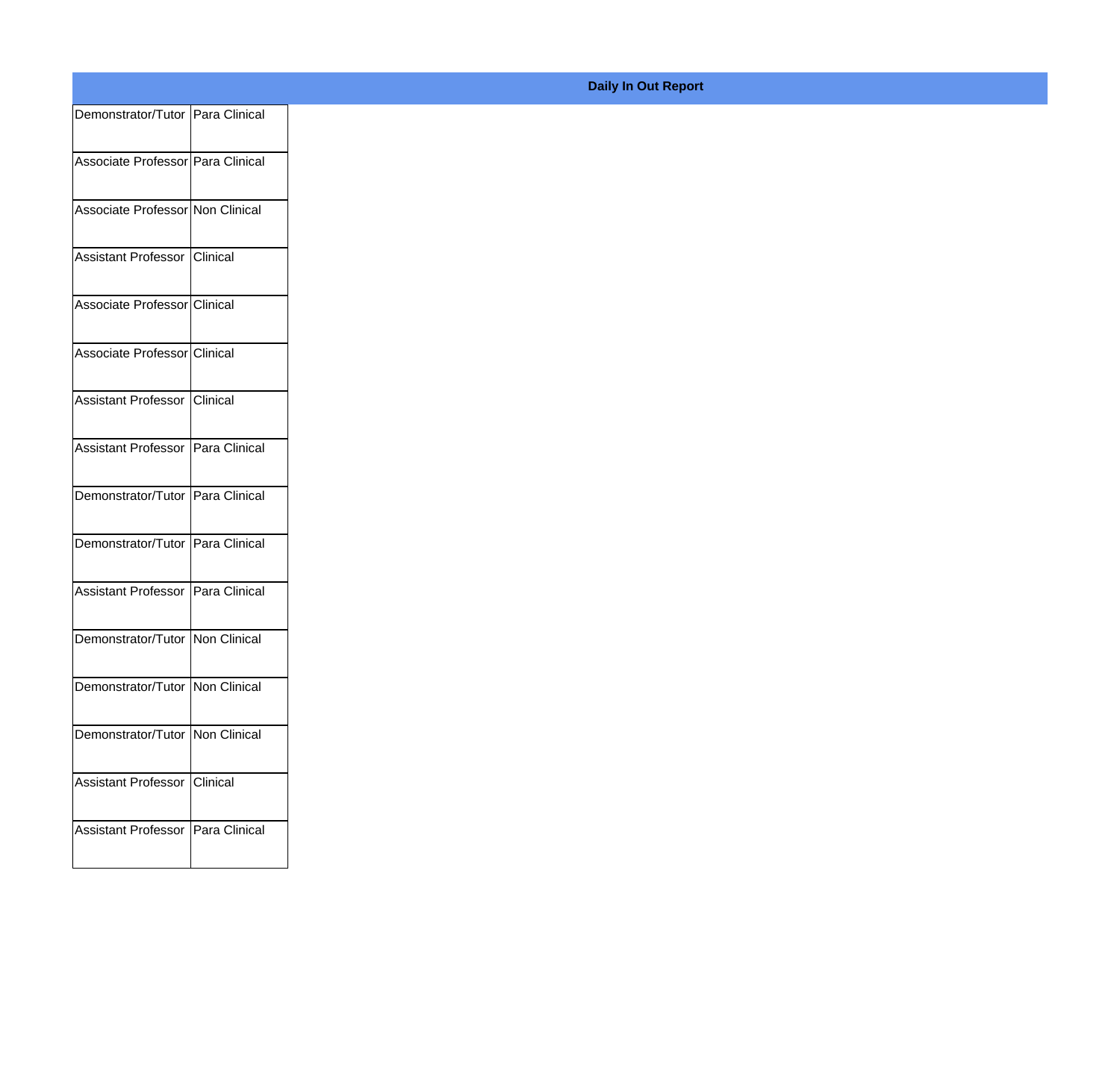**Daily In Out Report**

| | |
|---|---|
| Demonstrator/Tutor | Para Clinical |
| Associate Professor | Para Clinical |
| Associate Professor | Non Clinical |
| Assistant Professor | Clinical |
| Associate Professor | Clinical |
| Associate Professor | Clinical |
| Assistant Professor | Clinical |
| Assistant Professor | Para Clinical |
| Demonstrator/Tutor | Para Clinical |
| Demonstrator/Tutor | Para Clinical |
| Assistant Professor | Para Clinical |
| Demonstrator/Tutor | Non Clinical |
| Demonstrator/Tutor | Non Clinical |
| Demonstrator/Tutor | Non Clinical |
| Assistant Professor | Clinical |
| Assistant Professor | Para Clinical |